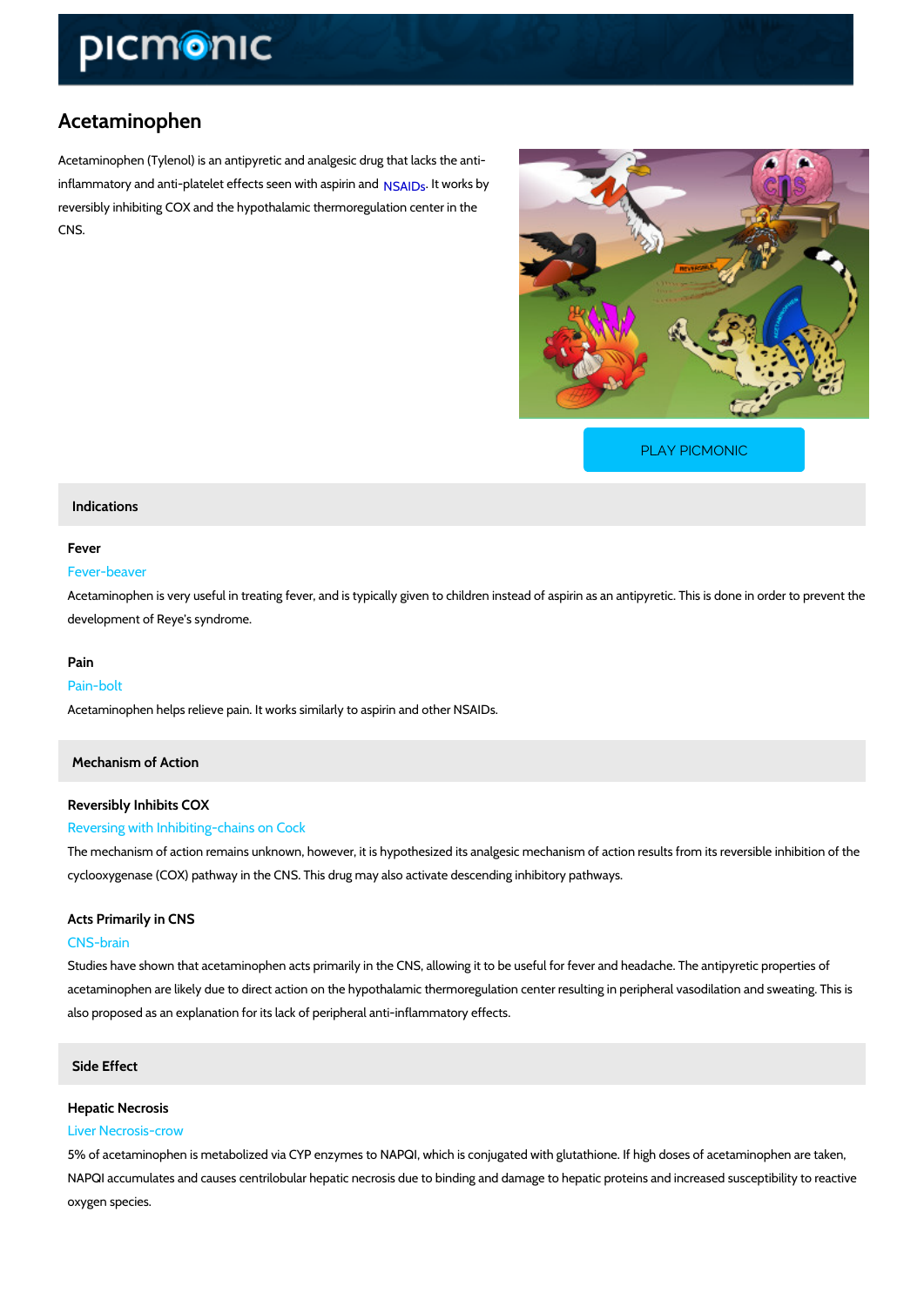# Acetaminophen

Acetaminophen (Tylenol) is an antipyretic and analgesic drug that lacks the anti-inflammatory and anti-platelet effects seen with aspirin and NSAIDs. It works by reversibly inhibiting COX and the hypothalamic thermoregulation center in the CNS.

PLAY PICMONIC

## Indications

### Fever

Fever-beaver

Acetaminophen is very useful in treating fever, and is typically given to children instead of aspirin as an antipyretic. This is done in order to prevent the development of Reye's syndrome.

### Pain

Pain-bolt

Acetaminophen helps relieve pain. It works similarly to aspirin and other NSAIDs.

## Mechanism of Action

### Reversibly Inhibits COX

Reversing with Inhibiting-chains on Cock

The mechanism of action remains unknown, however, it is hypothesized its analgesic mechanism of action results from its reversible inhibition of the cyclooxygenase (COX) pathway in the CNS. This drug may also activate descending inhibitory pathways.

### Acts Primarily in CNS

CNS-brain

Studies have shown that acetaminophen acts primarily in the CNS, allowing it to be useful for fever and headache. The antipyretic properties of acetaminophen are likely due to direct action on the hypothalamic thermoregulation center resulting in peripheral vasodilation and sweating. This is also proposed as an explanation for its lack of peripheral anti-inflammatory effects.

## Side Effect

### Hepatic Necrosis

Liver Necrosis-crow

5% of acetaminophen is metabolized via CYP enzymes to NAPQI, which is conjugated with glutathione. If high doses of acetaminophen are taken, NAPQI accumulates and causes centrilobular hepatic necrosis due to binding and damage to hepatic proteins and increased susceptibility to reactive oxygen species.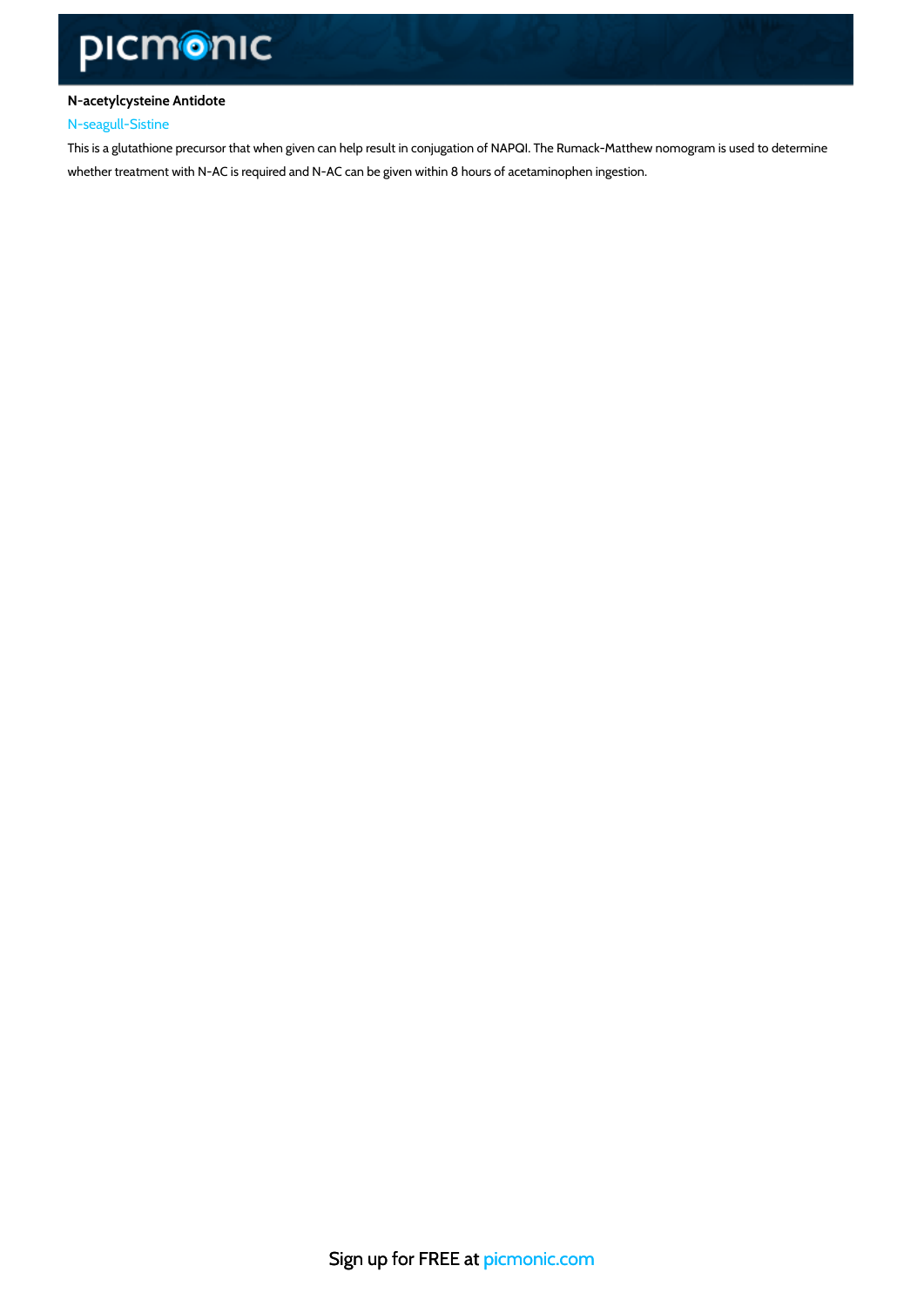**N-acetylcysteine Antidote**

N-seagull-Sistine

This is a glutathione precursor that when given can help result in conjugation of NAPQI. The Rumack-Matthew nomogram is used to determine whether treatment with N-AC is required and N-AC can be given within 8 hours of acetaminophen ingestion.